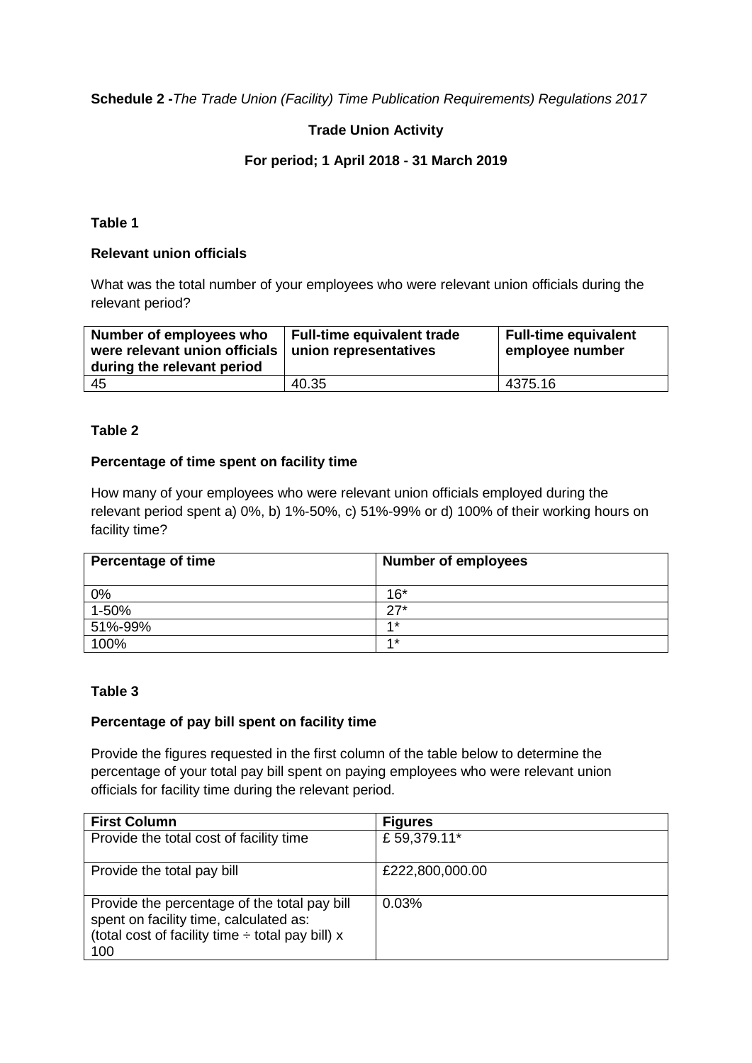**Schedule 2 -***The Trade Union (Facility) Time Publication Requirements) Regulations 2017*

**Trade Union Activity**

**For period; 1 April 2018 - 31 March 2019**

**Table 1**

**Relevant union officials**

What was the total number of your employees who were relevant union officials during the relevant period?

| Number of employees who were relevant union officials during the relevant period | Full-time equivalent trade union representatives | Full-time equivalent employee number |
|---|---|---|
| 45 | 40.35 | 4375.16 |

**Table 2**

**Percentage of time spent on facility time**

How many of your employees who were relevant union officials employed during the relevant period spent a) 0%, b) 1%-50%, c) 51%-99% or d) 100% of their working hours on facility time?

| Percentage of time | Number of employees |
|---|---|
| 0% | 16* |
| 1-50% | 27* |
| 51%-99% | 1* |
| 100% | 1* |

**Table 3**

**Percentage of pay bill spent on facility time**

Provide the figures requested in the first column of the table below to determine the percentage of your total pay bill spent on paying employees who were relevant union officials for facility time during the relevant period.

| First Column | Figures |
|---|---|
| Provide the total cost of facility time | £ 59,379.11* |
| Provide the total pay bill | £222,800,000.00 |
| Provide the percentage of the total pay bill spent on facility time, calculated as: (total cost of facility time ÷ total pay bill) x 100 | 0.03% |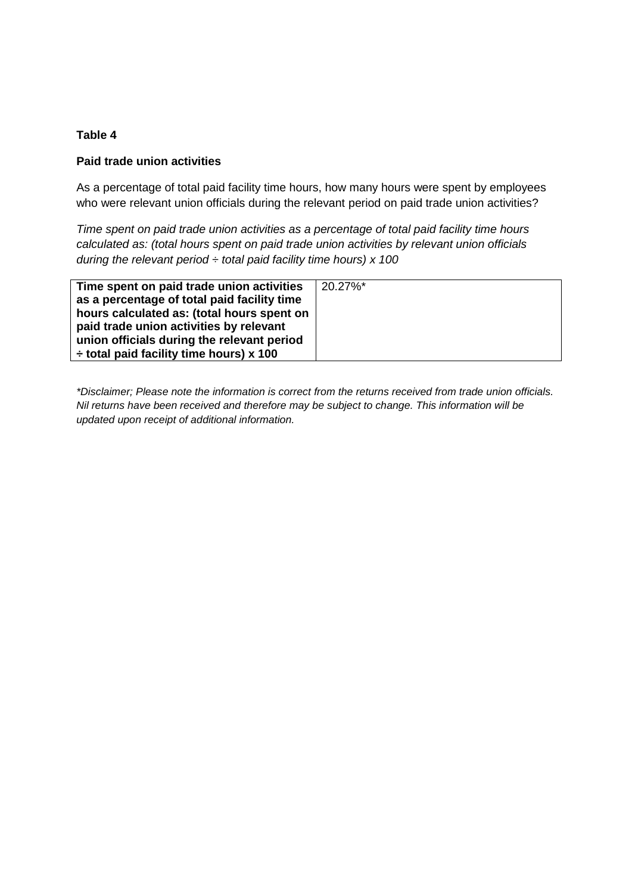**Table 4**

**Paid trade union activities**

As a percentage of total paid facility time hours, how many hours were spent by employees who were relevant union officials during the relevant period on paid trade union activities?

*Time spent on paid trade union activities as a percentage of total paid facility time hours calculated as: (total hours spent on paid trade union activities by relevant union officials during the relevant period ÷ total paid facility time hours) x 100*

| | |
|---|---|
| **Time spent on paid trade union activities as a percentage of total paid facility time hours calculated as: (total hours spent on paid trade union activities by relevant union officials during the relevant period ÷ total paid facility time hours) x 100** | 20.27%* |

*\*Disclaimer; Please note the information is correct from the returns received from trade union officials. Nil returns have been received and therefore may be subject to change. This information will be updated upon receipt of additional information.*